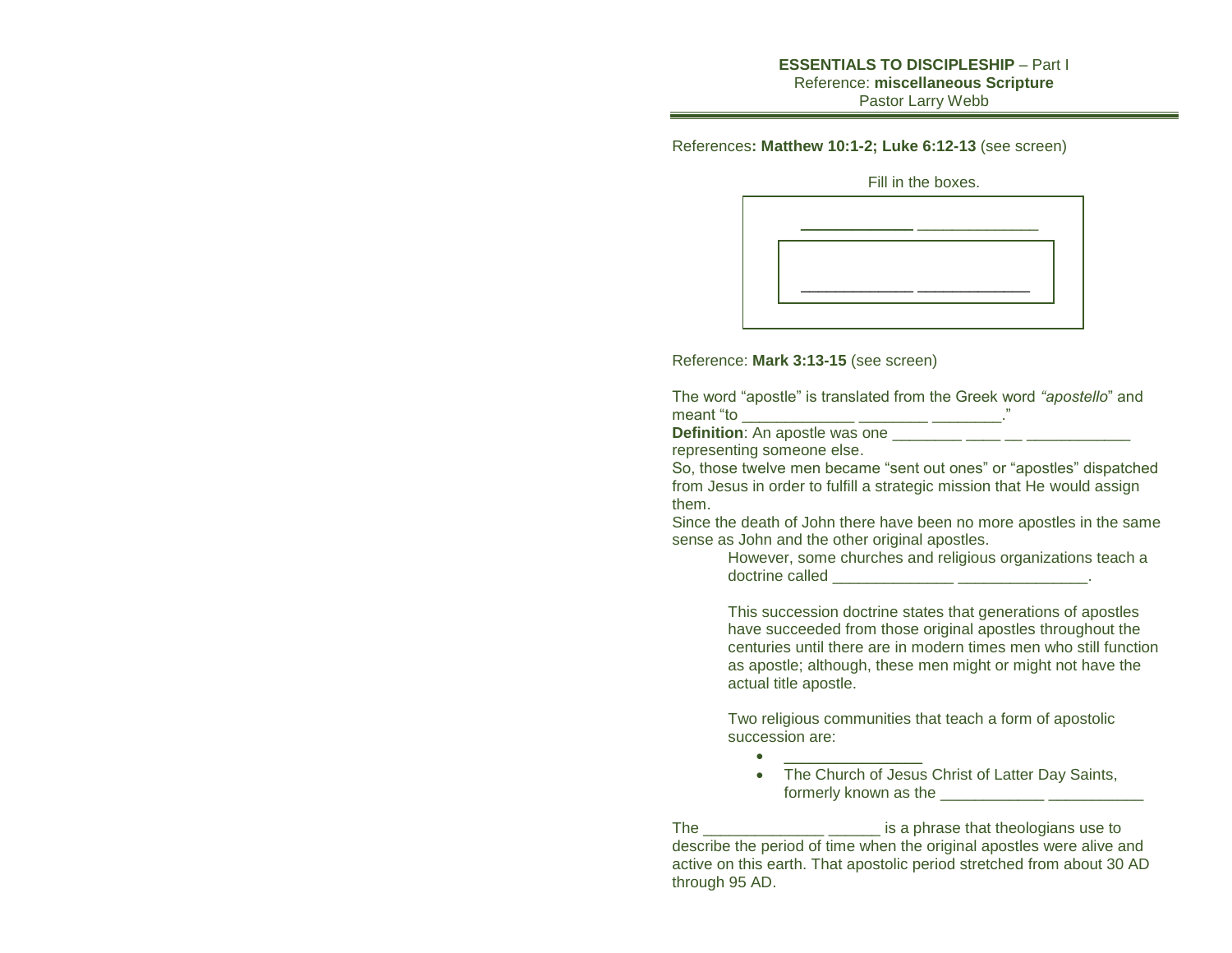**ESSENTIALS TO DISCIPLESHIP** – Part I
Reference: **miscellaneous Scripture**
Pastor Larry Webb

---

References**: Matthew 10:1-2; Luke 6:12-13** (see screen)

Fill in the boxes.

____________ ______________

____________ ____________

Reference: **Mark 3:13-15** (see screen)

The word "apostle" is translated from the Greek word *"apostello*" and meant "to _____________ ________ ________."

**Definition**: An apostle was one ________ ____ __ ____________ representing someone else.

So, those twelve men became "sent out ones" or "apostles" dispatched from Jesus in order to fulfill a strategic mission that He would assign them.

Since the death of John there have been no more apostles in the same sense as John and the other original apostles.

However, some churches and religious organizations teach a doctrine called ______________ _______________.

This succession doctrine states that generations of apostles have succeeded from those original apostles throughout the centuries until there are in modern times men who still function as apostle; although, these men might or might not have the actual title apostle.

Two religious communities that teach a form of apostolic succession are:

- ________________
- The Church of Jesus Christ of Latter Day Saints, formerly known as the ____________ ___________

The ______________ ______ is a phrase that theologians use to describe the period of time when the original apostles were alive and active on this earth. That apostolic period stretched from about 30 AD through 95 AD.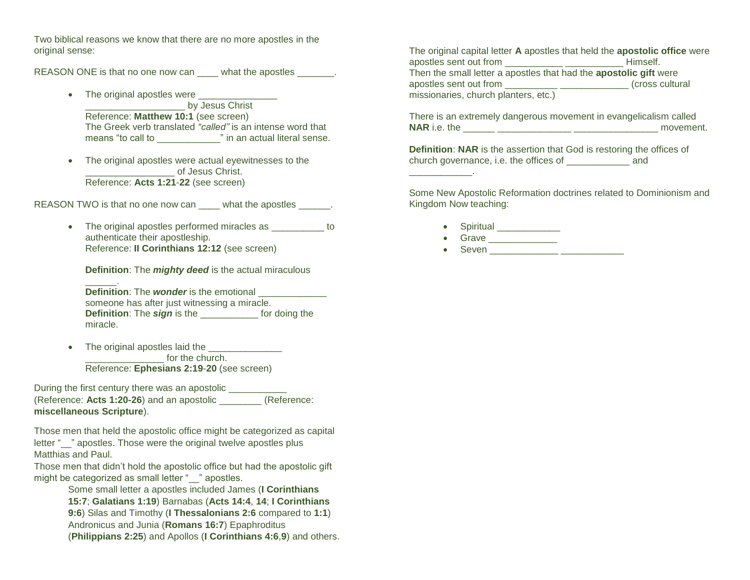Two biblical reasons we know that there are no more apostles in the original sense:

REASON ONE is that no one now can ____ what the apostles _______.

- The original apostles were _______________ ___________________ by Jesus Christ
  Reference: **Matthew 10:1** (see screen)
  The Greek verb translated *"called"* is an intense word that means "to call to ____________" in an actual literal sense.

- The original apostles were actual eyewitnesses to the _________________ of Jesus Christ.
  Reference: **Acts 1:21**-**22** (see screen)

REASON TWO is that no one now can ____ what the apostles ______.

- The original apostles performed miracles as __________ to authenticate their apostleship.
  Reference: **II Corinthians 12:12** (see screen)

  **Definition**: The ***mighty deed*** is the actual miraculous ______.
  **Definition**: The ***wonder*** is the emotional _____________ someone has after just witnessing a miracle.
  **Definition**: The ***sign*** is the ___________ for doing the miracle.

- The original apostles laid the ______________ _______________ for the church.
  Reference: **Ephesians 2:19**-**20** (see screen)

During the first century there was an apostolic ___________ (Reference: **Acts 1:20-26**) and an apostolic ________ (Reference: **miscellaneous Scripture**).

Those men that held the apostolic office might be categorized as capital letter "__" apostles. Those were the original twelve apostles plus Matthias and Paul.
Those men that didn't hold the apostolic office but had the apostolic gift might be categorized as small letter "__" apostles.
Some small letter a apostles included James (**I Corinthians 15:7**; **Galatians 1:19**) Barnabas (**Acts 14:4**, **14**; **I Corinthians 9:6**) Silas and Timothy (**I Thessalonians 2:6** compared to **1:1**) Andronicus and Junia (**Romans 16:7**) Epaphroditus (**Philippians 2:25**) and Apollos (**I Corinthians 4:6**,**9**) and others.

The original capital letter **A** apostles that held the **apostolic office** were apostles sent out from ___________ ___________ Himself.
Then the small letter a apostles that had the **apostolic gift** were apostles sent out from __________ _____________ (cross cultural missionaries, church planters, etc.)

There is an extremely dangerous movement in evangelicalism called **NAR** i.e. the ______ ______________ ________________ movement.

**Definition**: **NAR** is the assertion that God is restoring the offices of church governance, i.e. the offices of ____________ and ____________.

Some New Apostolic Reformation doctrines related to Dominionism and Kingdom Now teaching:

- Spiritual ____________
- Grave _____________
- Seven _____________ ____________